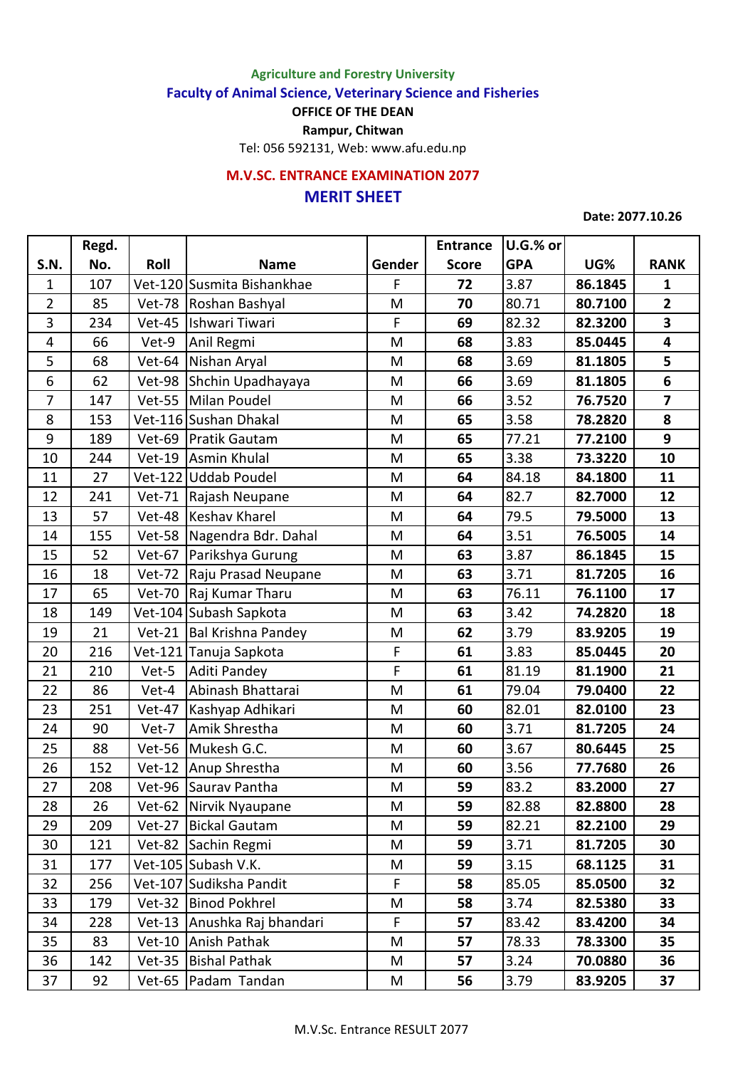**Agriculture and Forestry University**

**Faculty of Animal Science, Veterinary Science and Fisheries**

**OFFICE OF THE DEAN**

**Rampur, Chitwan**

Tel: 056 592131, Web: www.afu.edu.np

## M.V.SC. ENTRANCE EXAMINATION 2077

## MERIT SHEET

**Date: 2077.10.26**

| S.N. | Regd. No. | Roll | Name | Gender | Entrance Score | U.G.% or GPA | UG% | RANK |
|---|---|---|---|---|---|---|---|---|
| 1 | 107 | Vet-120 | Susmita Bishankhae | F | **72** | 3.87 | **86.1845** | **1** |
| 2 | 85 | Vet-78 | Roshan Bashyal | M | **70** | 80.71 | **80.7100** | **2** |
| 3 | 234 | Vet-45 | Ishwari Tiwari | F | **69** | 82.32 | **82.3200** | **3** |
| 4 | 66 | Vet-9 | Anil Regmi | M | **68** | 3.83 | **85.0445** | **4** |
| 5 | 68 | Vet-64 | Nishan Aryal | M | **68** | 3.69 | **81.1805** | **5** |
| 6 | 62 | Vet-98 | Shchin Upadhayaya | M | **66** | 3.69 | **81.1805** | **6** |
| 7 | 147 | Vet-55 | Milan Poudel | M | **66** | 3.52 | **76.7520** | **7** |
| 8 | 153 | Vet-116 | Sushan Dhakal | M | **65** | 3.58 | **78.2820** | **8** |
| 9 | 189 | Vet-69 | Pratik Gautam | M | **65** | 77.21 | **77.2100** | **9** |
| 10 | 244 | Vet-19 | Asmin Khulal | M | **65** | 3.38 | **73.3220** | **10** |
| 11 | 27 | Vet-122 | Uddab Poudel | M | **64** | 84.18 | **84.1800** | **11** |
| 12 | 241 | Vet-71 | Rajash Neupane | M | **64** | 82.7 | **82.7000** | **12** |
| 13 | 57 | Vet-48 | Keshav Kharel | M | **64** | 79.5 | **79.5000** | **13** |
| 14 | 155 | Vet-58 | Nagendra Bdr. Dahal | M | **64** | 3.51 | **76.5005** | **14** |
| 15 | 52 | Vet-67 | Parikshya Gurung | M | **63** | 3.87 | **86.1845** | **15** |
| 16 | 18 | Vet-72 | Raju Prasad Neupane | M | **63** | 3.71 | **81.7205** | **16** |
| 17 | 65 | Vet-70 | Raj Kumar Tharu | M | **63** | 76.11 | **76.1100** | **17** |
| 18 | 149 | Vet-104 | Subash Sapkota | M | **63** | 3.42 | **74.2820** | **18** |
| 19 | 21 | Vet-21 | Bal Krishna Pandey | M | **62** | 3.79 | **83.9205** | **19** |
| 20 | 216 | Vet-121 | Tanuja Sapkota | F | **61** | 3.83 | **85.0445** | **20** |
| 21 | 210 | Vet-5 | Aditi Pandey | F | **61** | 81.19 | **81.1900** | **21** |
| 22 | 86 | Vet-4 | Abinash Bhattarai | M | **61** | 79.04 | **79.0400** | **22** |
| 23 | 251 | Vet-47 | Kashyap Adhikari | M | **60** | 82.01 | **82.0100** | **23** |
| 24 | 90 | Vet-7 | Amik Shrestha | M | **60** | 3.71 | **81.7205** | **24** |
| 25 | 88 | Vet-56 | Mukesh G.C. | M | **60** | 3.67 | **80.6445** | **25** |
| 26 | 152 | Vet-12 | Anup Shrestha | M | **60** | 3.56 | **77.7680** | **26** |
| 27 | 208 | Vet-96 | Saurav Pantha | M | **59** | 83.2 | **83.2000** | **27** |
| 28 | 26 | Vet-62 | Nirvik Nyaupane | M | **59** | 82.88 | **82.8800** | **28** |
| 29 | 209 | Vet-27 | Bickal Gautam | M | **59** | 82.21 | **82.2100** | **29** |
| 30 | 121 | Vet-82 | Sachin Regmi | M | **59** | 3.71 | **81.7205** | **30** |
| 31 | 177 | Vet-105 | Subash V.K. | M | **59** | 3.15 | **68.1125** | **31** |
| 32 | 256 | Vet-107 | Sudiksha Pandit | F | **58** | 85.05 | **85.0500** | **32** |
| 33 | 179 | Vet-32 | Binod Pokhrel | M | **58** | 3.74 | **82.5380** | **33** |
| 34 | 228 | Vet-13 | Anushka Raj bhandari | F | **57** | 83.42 | **83.4200** | **34** |
| 35 | 83 | Vet-10 | Anish Pathak | M | **57** | 78.33 | **78.3300** | **35** |
| 36 | 142 | Vet-35 | Bishal Pathak | M | **57** | 3.24 | **70.0880** | **36** |
| 37 | 92 | Vet-65 | Padam Tandan | M | **56** | 3.79 | **83.9205** | **37** |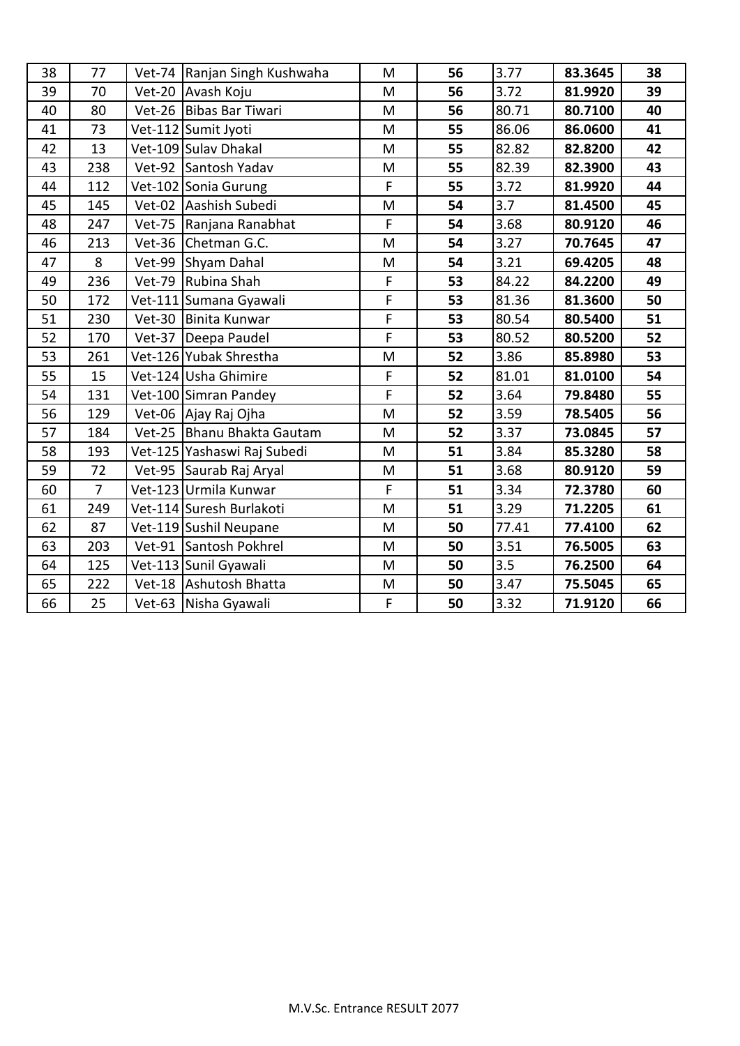| | | | | | | | | |
|---|---|---|---|---|---|---|---|---|
| 38 | 77 | Vet-74 | Ranjan Singh Kushwaha | M | **56** | 3.77 | **83.3645** | **38** |
| 39 | 70 | Vet-20 | Avash Koju | M | **56** | 3.72 | **81.9920** | **39** |
| 40 | 80 | Vet-26 | Bibas Bar Tiwari | M | **56** | 80.71 | **80.7100** | **40** |
| 41 | 73 | Vet-112 | Sumit Jyoti | M | **55** | 86.06 | **86.0600** | **41** |
| 42 | 13 | Vet-109 | Sulav Dhakal | M | **55** | 82.82 | **82.8200** | **42** |
| 43 | 238 | Vet-92 | Santosh Yadav | M | **55** | 82.39 | **82.3900** | **43** |
| 44 | 112 | Vet-102 | Sonia Gurung | F | **55** | 3.72 | **81.9920** | **44** |
| 45 | 145 | Vet-02 | Aashish Subedi | M | **54** | 3.7 | **81.4500** | **45** |
| 48 | 247 | Vet-75 | Ranjana Ranabhat | F | **54** | 3.68 | **80.9120** | **46** |
| 46 | 213 | Vet-36 | Chetman G.C. | M | **54** | 3.27 | **70.7645** | **47** |
| 47 | 8 | Vet-99 | Shyam Dahal | M | **54** | 3.21 | **69.4205** | **48** |
| 49 | 236 | Vet-79 | Rubina Shah | F | **53** | 84.22 | **84.2200** | **49** |
| 50 | 172 | Vet-111 | Sumana Gyawali | F | **53** | 81.36 | **81.3600** | **50** |
| 51 | 230 | Vet-30 | Binita Kunwar | F | **53** | 80.54 | **80.5400** | **51** |
| 52 | 170 | Vet-37 | Deepa Paudel | F | **53** | 80.52 | **80.5200** | **52** |
| 53 | 261 | Vet-126 | Yubak Shrestha | M | **52** | 3.86 | **85.8980** | **53** |
| 55 | 15 | Vet-124 | Usha Ghimire | F | **52** | 81.01 | **81.0100** | **54** |
| 54 | 131 | Vet-100 | Simran Pandey | F | **52** | 3.64 | **79.8480** | **55** |
| 56 | 129 | Vet-06 | Ajay Raj Ojha | M | **52** | 3.59 | **78.5405** | **56** |
| 57 | 184 | Vet-25 | Bhanu Bhakta Gautam | M | **52** | 3.37 | **73.0845** | **57** |
| 58 | 193 | Vet-125 | Yashaswi Raj Subedi | M | **51** | 3.84 | **85.3280** | **58** |
| 59 | 72 | Vet-95 | Saurab Raj Aryal | M | **51** | 3.68 | **80.9120** | **59** |
| 60 | 7 | Vet-123 | Urmila Kunwar | F | **51** | 3.34 | **72.3780** | **60** |
| 61 | 249 | Vet-114 | Suresh Burlakoti | M | **51** | 3.29 | **71.2205** | **61** |
| 62 | 87 | Vet-119 | Sushil Neupane | M | **50** | 77.41 | **77.4100** | **62** |
| 63 | 203 | Vet-91 | Santosh Pokhrel | M | **50** | 3.51 | **76.5005** | **63** |
| 64 | 125 | Vet-113 | Sunil Gyawali | M | **50** | 3.5 | **76.2500** | **64** |
| 65 | 222 | Vet-18 | Ashutosh Bhatta | M | **50** | 3.47 | **75.5045** | **65** |
| 66 | 25 | Vet-63 | Nisha Gyawali | F | **50** | 3.32 | **71.9120** | **66** |

M.V.Sc. Entrance RESULT 2077